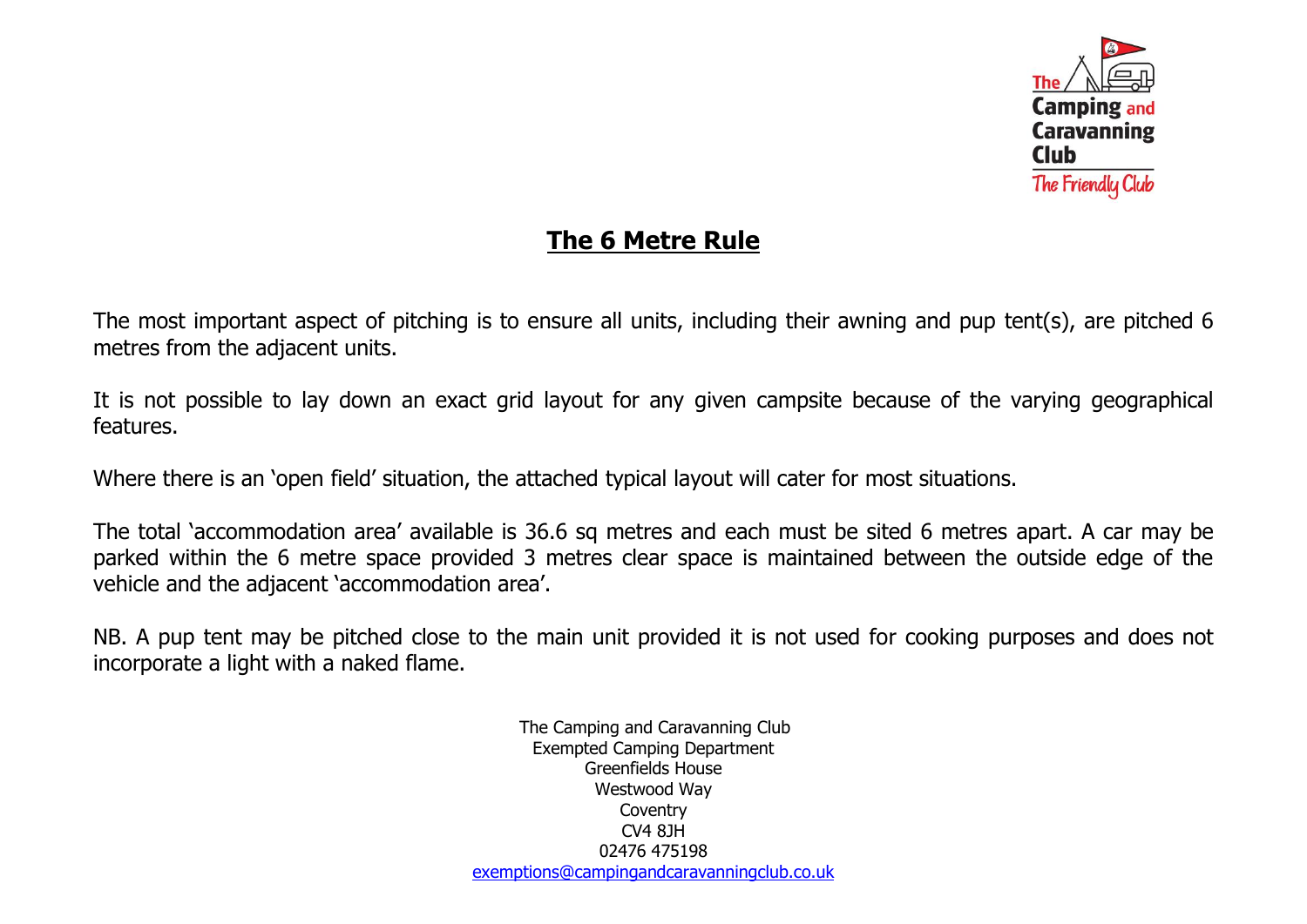# The 6 Metre Rule

The most important aspect of pitching is to ensure all units, including their awning and pup tent(s), are pitched 6 metres from the adjacent units.

It is not possible to lay down an exact grid layout for any given campsite because of the varying geographical features.

Where there is an 'open field' situation, the attached typical layout will cater for most situations.

The total 'accommodation area' available is 36.6 sq metres and each must be sited 6 metres apart. A car may be parked within the 6 metre space provided 3 metres clear space is maintained between the outside edge of the vehicle and the adjacent 'accommodation area'.

NB. A pup tent may be pitched close to the main unit provided it is not used for cooking purposes and does not incorporate a light with a naked flame.

The Camping and Caravanning Club
Exempted Camping Department
Greenfields House
Westwood Way
Coventry
CV4 8JH
02476 475198
exemptions@campingandcaravanningclub.co.uk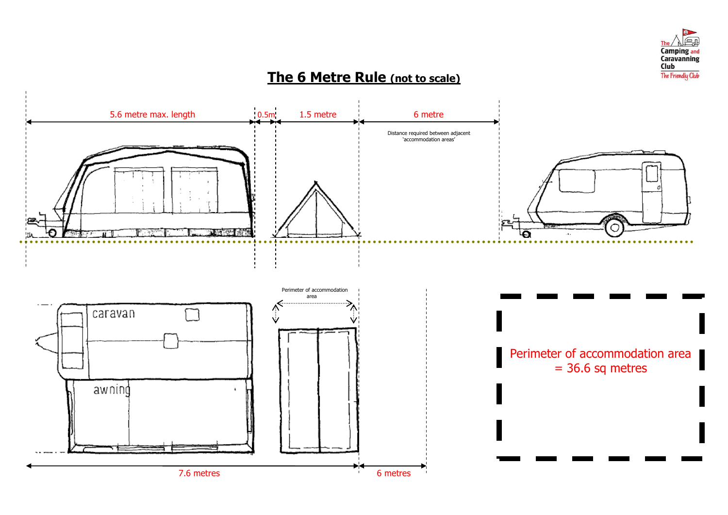# The 6 Metre Rule (not to scale)

5.6 metre max. length

0.5m

1.5 metre

6 metre

Distance required between adjacent 'accommodation areas'

caravan

awning

Perimeter of accommodation area

7.6 metres

6 metres

Perimeter of accommodation area = 36.6 sq metres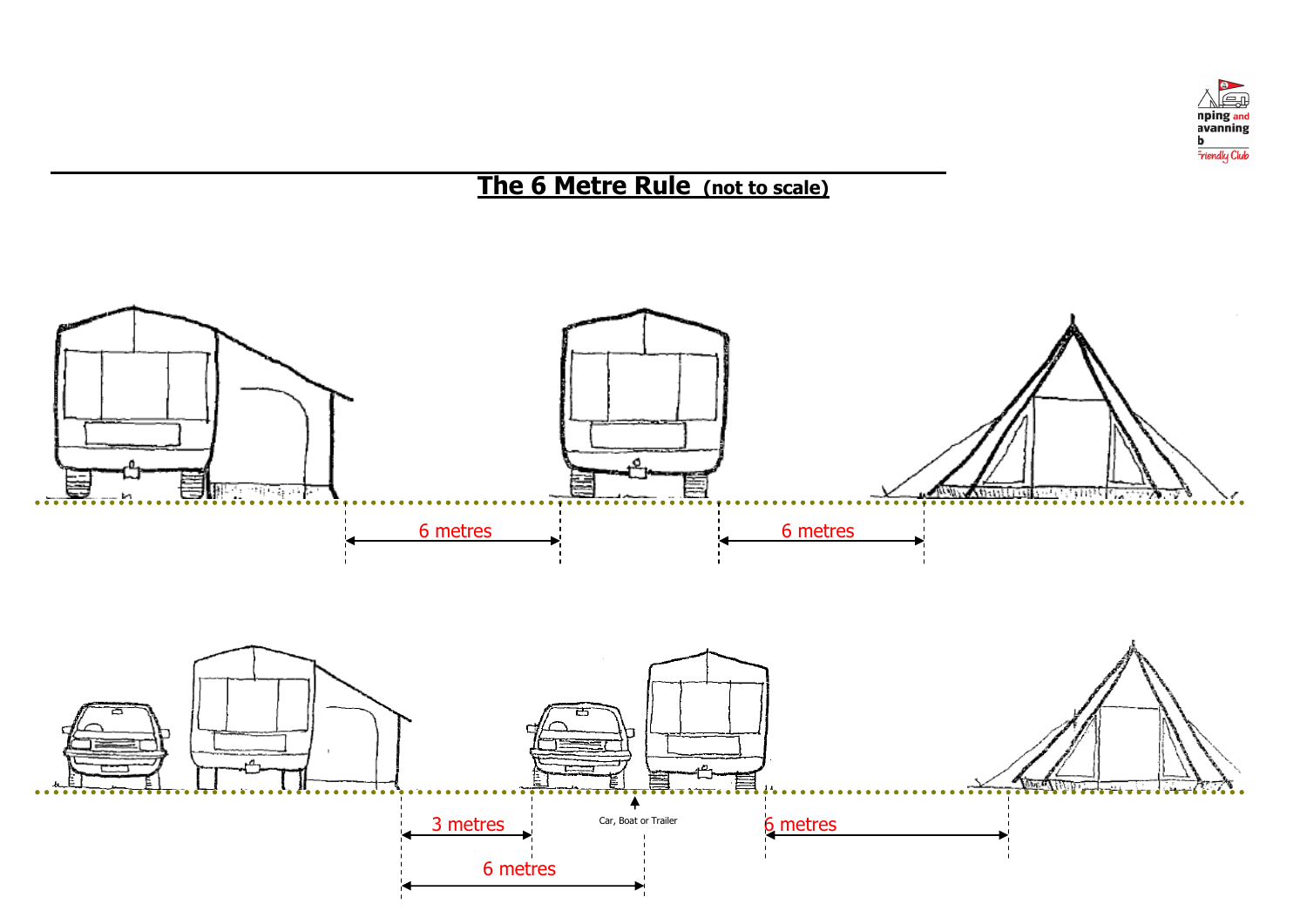## The 6 Metre Rule (not to scale)

6 metres

6 metres

3 metres

Car, Boat or Trailer

6 metres

6 metres